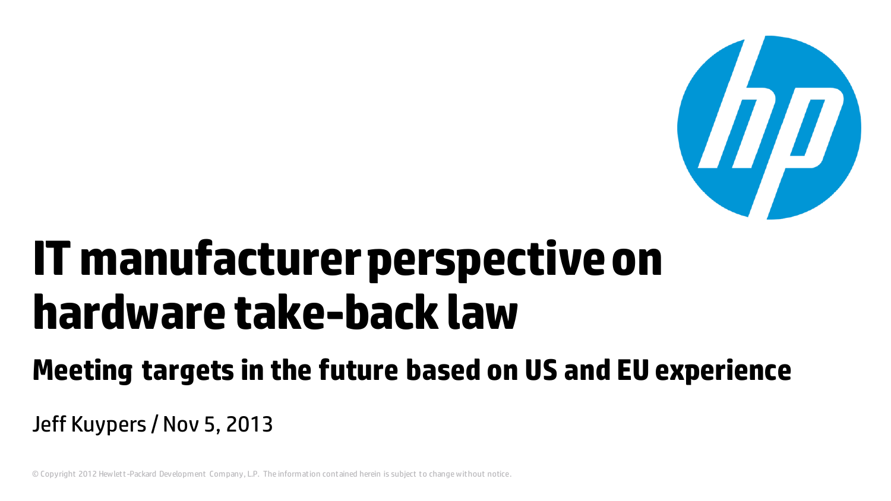# IT manufacturer perspective on hardware take-back law

## Meeting targets in the future based on US and EU experience

Jeff Kuypers / Nov 5, 2013

© Copyright 2012 Hewlett-Packard Development Company, L.P. The information contained herein is subject to change without notice.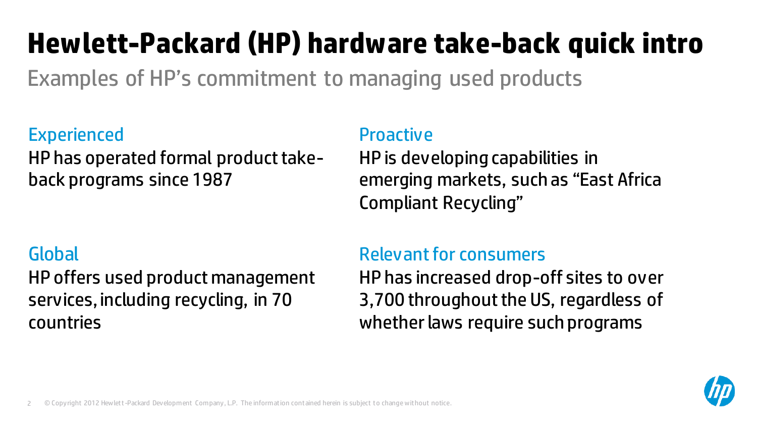# Hewlett-Packard (HP) hardware take-back quick intro

Examples of HP's commitment to managing used products

### Experienced

HP has operated formal product take-back programs since 1987

### Proactive

HP is developing capabilities in emerging markets, such as "East Africa Compliant Recycling"

### Global

HP offers used product management services, including recycling, in 70 countries

### Relevant for consumers

HP has increased drop-off sites to over 3,700 throughout the US, regardless of whether laws require such programs

© Copyright 2012 Hewlett-Packard Development Company, L.P. The information contained herein is subject to change without notice.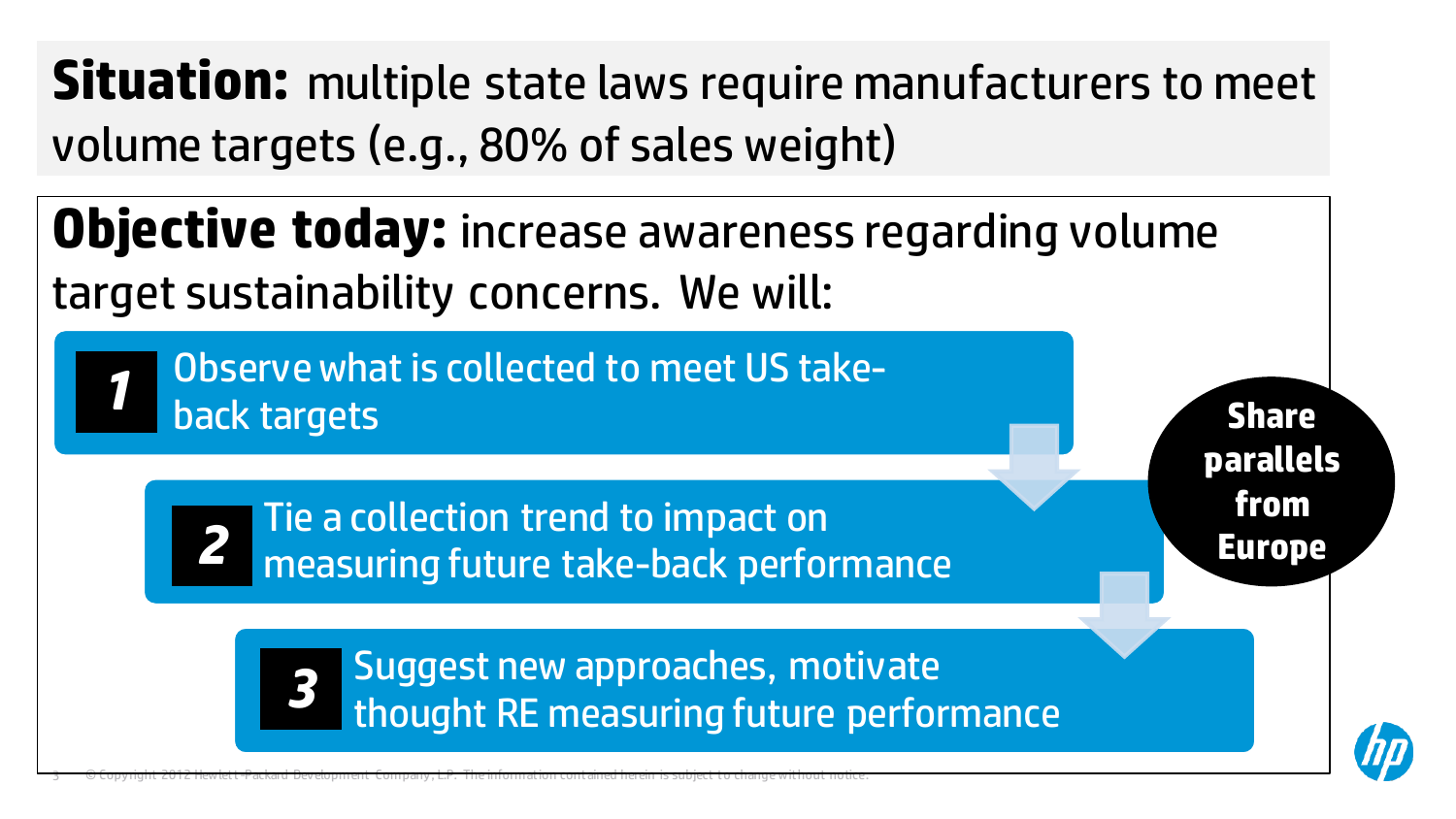**Situation:** multiple state laws require manufacturers to meet volume targets (e.g., 80% of sales weight)

**Objective today:** increase awareness regarding volume target sustainability concerns. We will:

1. Observe what is collected to meet US take-back targets
2. Tie a collection trend to impact on measuring future take-back performance
3. Suggest new approaches, motivate thought RE measuring future performance

**Share parallels from Europe**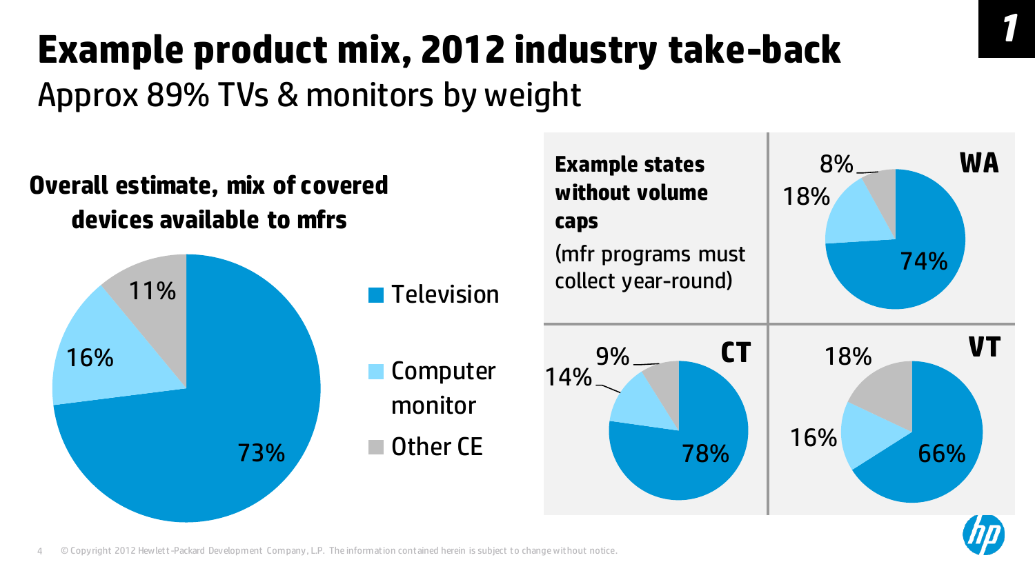# Example product mix, 2012 industry take-back

## Approx 89% TVs & monitors by weight

**Overall estimate, mix of covered devices available to mfrs**

- Television: 73%
- Computer monitor: 16%
- Other CE: 11%

**Example states without volume caps**

(mfr programs must collect year-round)

| State | Television | Computer monitor | Other CE |
|---|---|---|---|
| WA | 74% | 18% | 8% |
| CT | 78% | 14% | 9% |
| VT | 66% | 16% | 18% |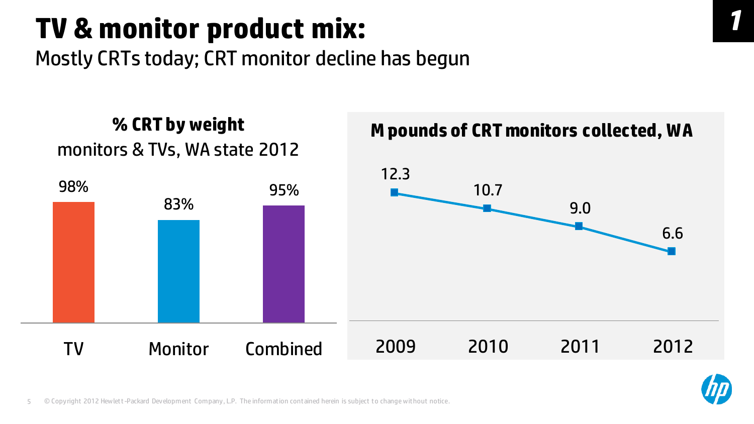# TV & monitor product mix:

Mostly CRTs today; CRT monitor decline has begun

**% CRT by weight**

monitors & TVs, WA state 2012

| TV | Monitor | Combined |
|---|---|---|
| 98% | 83% | 95% |

**M pounds of CRT monitors collected, WA**

| 2009 | 2010 | 2011 | 2012 |
|---|---|---|---|
| 12.3 | 10.7 | 9.0 | 6.6 |

© Copyright 2012 Hewlett-Packard Development Company, L.P. The information contained herein is subject to change without notice.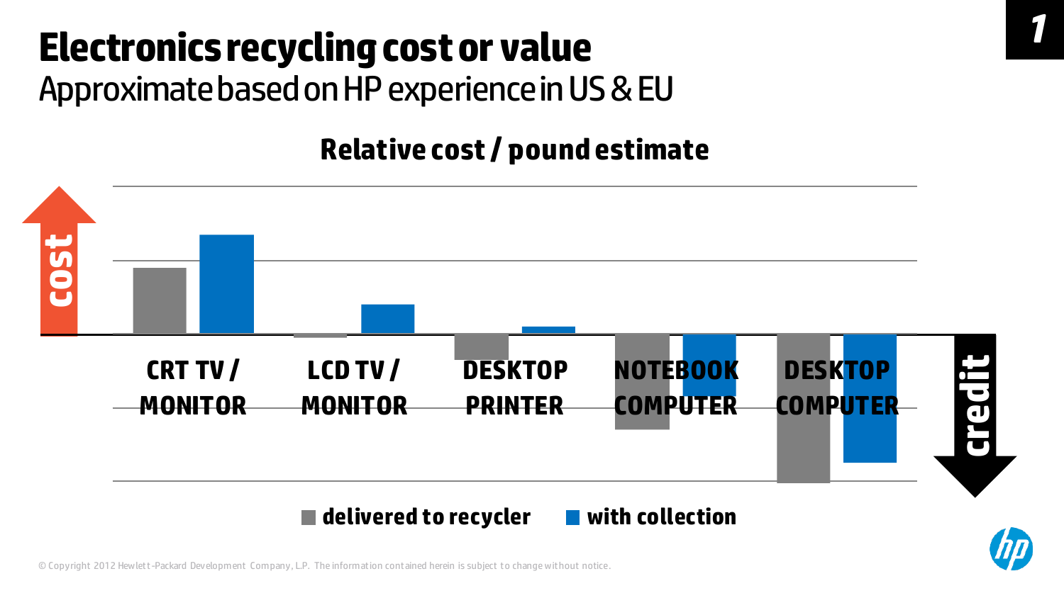# Electronics recycling cost or value

## Approximate based on HP experience in US & EU

**Relative cost / pound estimate**

cost

credit

CRT TV / MONITOR

LCD TV / MONITOR

DESKTOP PRINTER

NOTEBOOK COMPUTER

DESKTOP COMPUTER

delivered to recycler

with collection

© Copyright 2012 Hewlett-Packard Development Company, L.P. The information contained herein is subject to change without notice.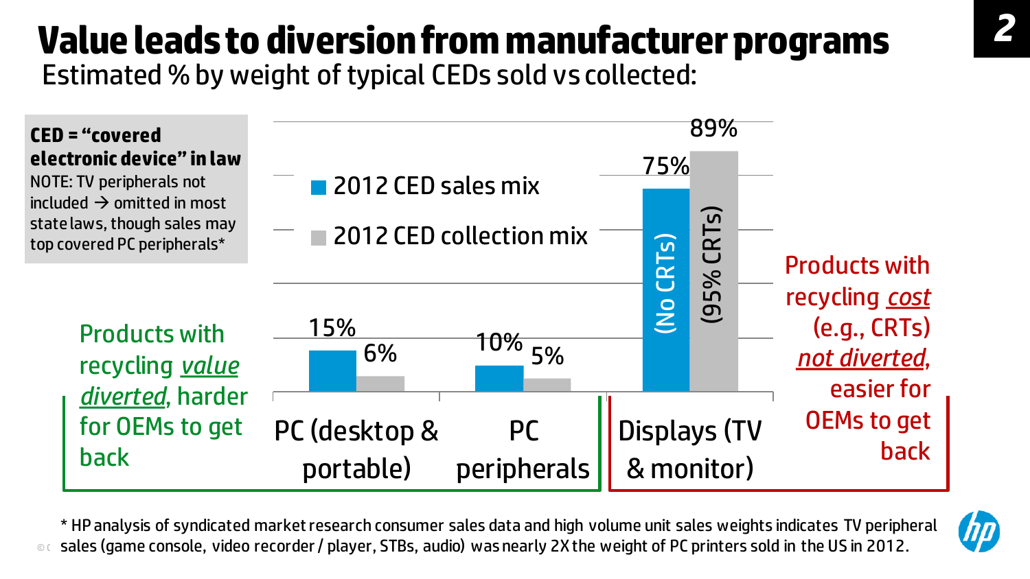# Value leads to diversion from manufacturer programs

Estimated % by weight of typical CEDs sold vs collected:

**CED = "covered electronic device" in law**
NOTE: TV peripherals not included → omitted in most state laws, though sales may top covered PC peripherals*

| | 2012 CED sales mix | 2012 CED collection mix |
|---|---|---|
| PC (desktop & portable) | 15% | 6% |
| PC peripherals | 10% | 5% |
| Displays (TV & monitor) | 75% (No CRTs) | 89% (95% CRTs) |

Products with recycling *value diverted*, harder for OEMs to get back

Products with recycling *cost* (e.g., CRTs) *not diverted*, easier for OEMs to get back

\* HP analysis of syndicated market research consumer sales data and high volume unit sales weights indicates TV peripheral sales (game console, video recorder / player, STBs, audio) was nearly 2X the weight of PC printers sold in the US in 2012.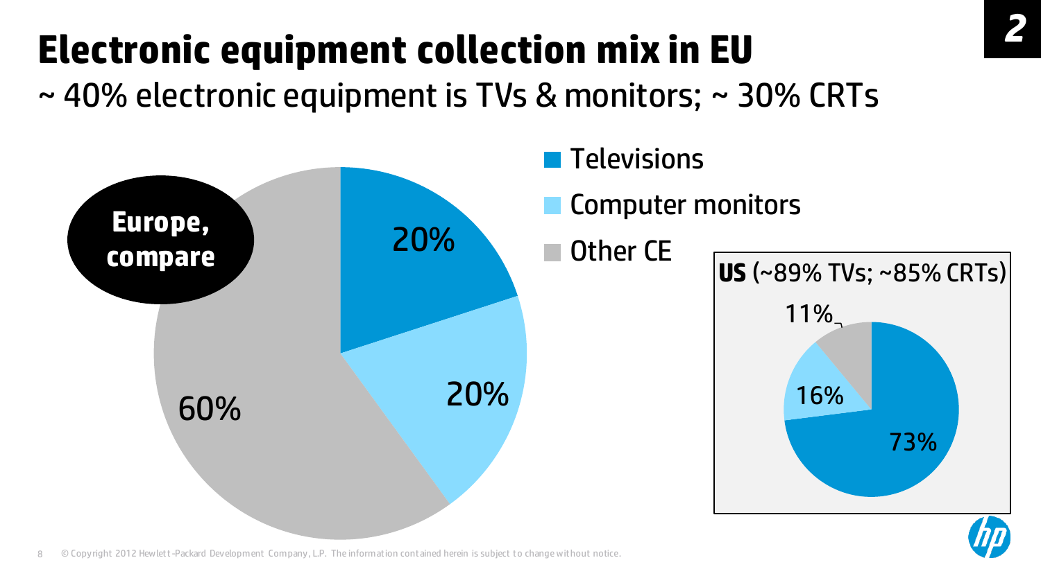# Electronic equipment collection mix in EU

~ 40% electronic equipment is TVs & monitors; ~ 30% CRTs

**Europe, compare**

- Televisions: 20%
- Computer monitors: 20%
- Other CE: 60%

**US** (~89% TVs; ~85% CRTs)

- Televisions: 73%
- Computer monitors: 16%
- Other CE: 11%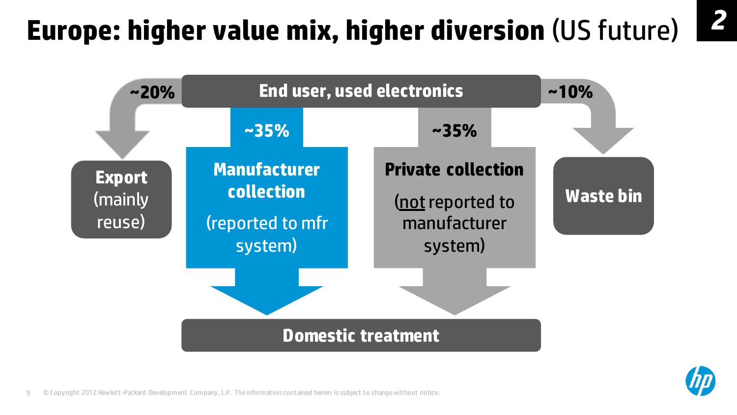# Europe: higher value mix, higher diversion (US future)

**End user, used electronics**

- **~20%** → **Export** (mainly reuse)
- **~35%** → **Manufacturer collection** (reported to mfr system) → **Domestic treatment**
- **~35%** → **Private collection** (not reported to manufacturer system) → **Domestic treatment**
- **~10%** → **Waste bin**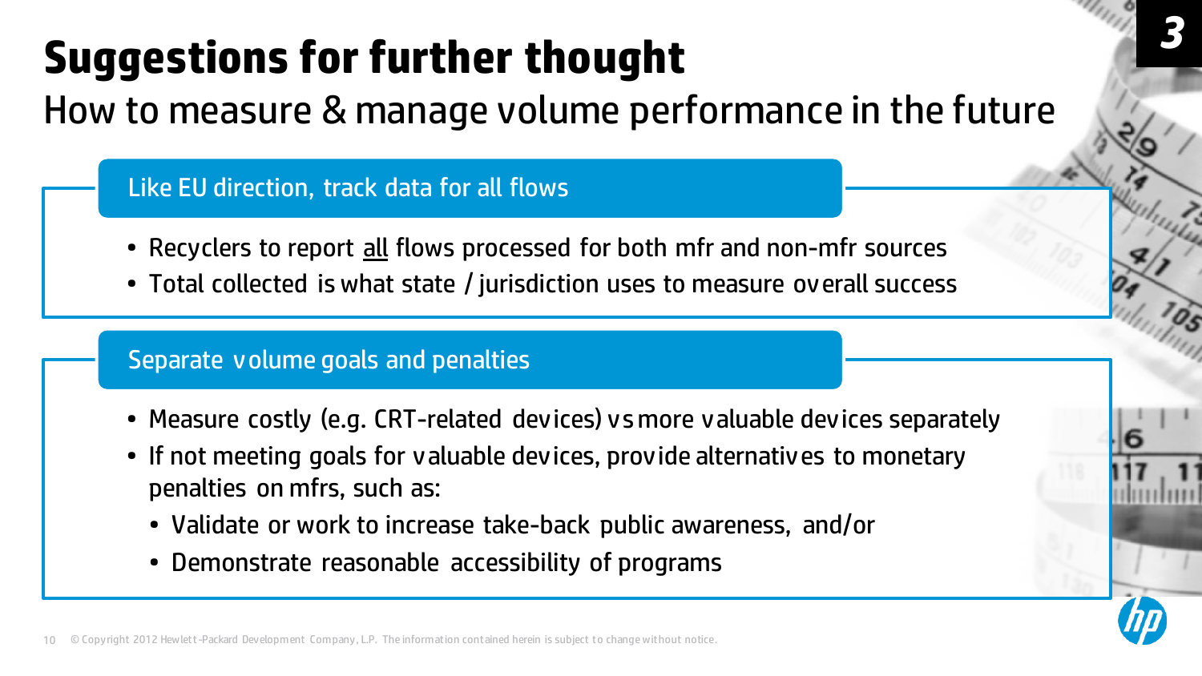# Suggestions for further thought

## How to measure & manage volume performance in the future

### Like EU direction, track data for all flows

- Recyclers to report all flows processed for both mfr and non-mfr sources
- Total collected is what state / jurisdiction uses to measure overall success

### Separate volume goals and penalties

- Measure costly (e.g. CRT-related devices) vs more valuable devices separately
- If not meeting goals for valuable devices, provide alternatives to monetary penalties on mfrs, such as:
  - Validate or work to increase take-back public awareness, and/or
  - Demonstrate reasonable accessibility of programs

© Copyright 2012 Hewlett-Packard Development Company, L.P. The information contained herein is subject to change without notice.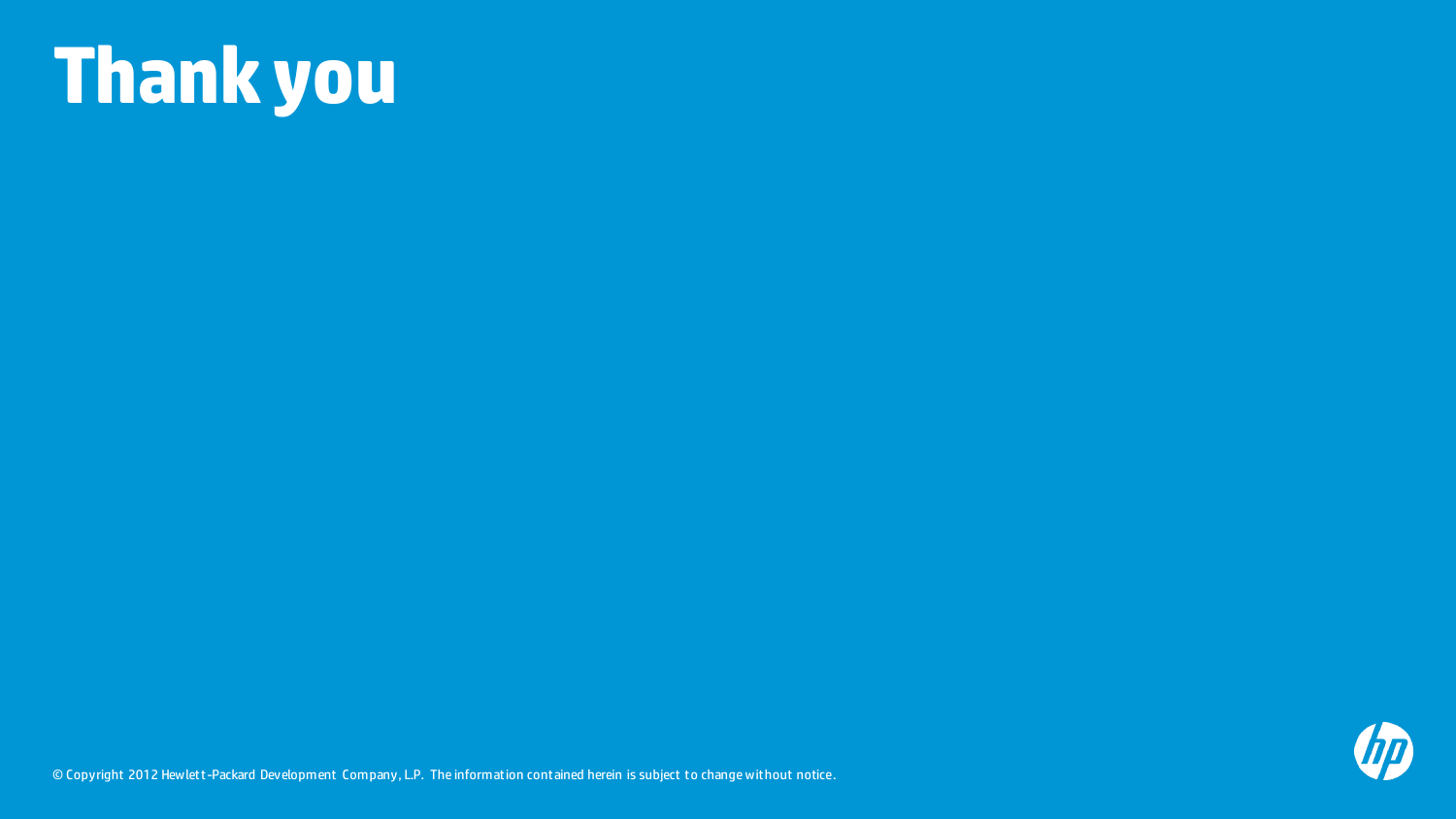# Thank you

© Copyright 2012 Hewlett-Packard Development Company, L.P. The information contained herein is subject to change without notice.